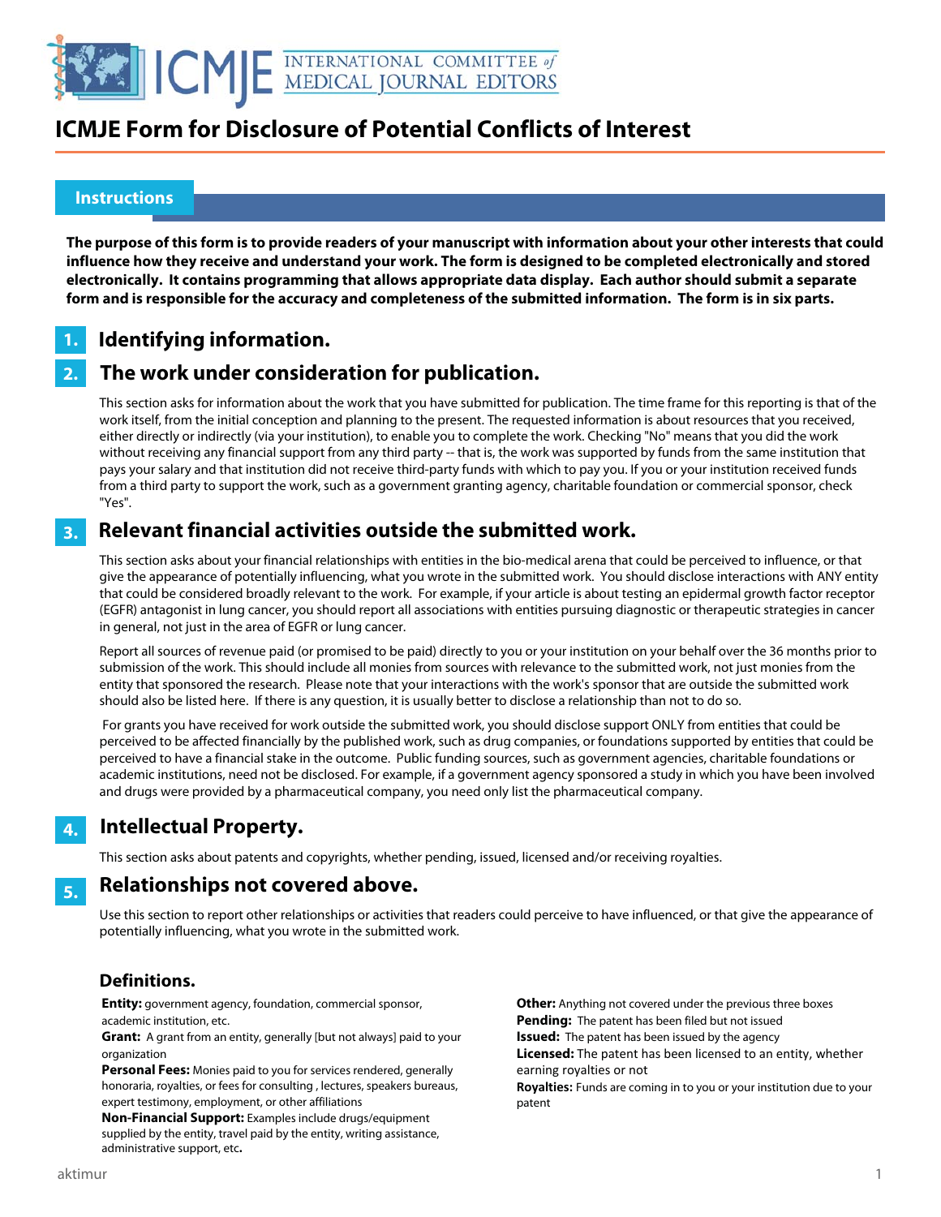# ICMJE Form for Disclosure of Potential Conflicts of Interest

## Instructions

**The purpose of this form is to provide readers of your manuscript with information about your other interests that could influence how they receive and understand your work. The form is designed to be completed electronically and stored electronically. It contains programming that allows appropriate data display. Each author should submit a separate form and is responsible for the accuracy and completeness of the submitted information. The form is in six parts.**

### 1. Identifying information.

### 2. The work under consideration for publication.

This section asks for information about the work that you have submitted for publication. The time frame for this reporting is that of the work itself, from the initial conception and planning to the present. The requested information is about resources that you received, either directly or indirectly (via your institution), to enable you to complete the work. Checking "No" means that you did the work without receiving any financial support from any third party -- that is, the work was supported by funds from the same institution that pays your salary and that institution did not receive third-party funds with which to pay you. If you or your institution received funds from a third party to support the work, such as a government granting agency, charitable foundation or commercial sponsor, check "Yes".

### 3. Relevant financial activities outside the submitted work.

This section asks about your financial relationships with entities in the bio-medical arena that could be perceived to influence, or that give the appearance of potentially influencing, what you wrote in the submitted work. You should disclose interactions with ANY entity that could be considered broadly relevant to the work. For example, if your article is about testing an epidermal growth factor receptor (EGFR) antagonist in lung cancer, you should report all associations with entities pursuing diagnostic or therapeutic strategies in cancer in general, not just in the area of EGFR or lung cancer.

Report all sources of revenue paid (or promised to be paid) directly to you or your institution on your behalf over the 36 months prior to submission of the work. This should include all monies from sources with relevance to the submitted work, not just monies from the entity that sponsored the research. Please note that your interactions with the work's sponsor that are outside the submitted work should also be listed here. If there is any question, it is usually better to disclose a relationship than not to do so.

For grants you have received for work outside the submitted work, you should disclose support ONLY from entities that could be perceived to be affected financially by the published work, such as drug companies, or foundations supported by entities that could be perceived to have a financial stake in the outcome. Public funding sources, such as government agencies, charitable foundations or academic institutions, need not be disclosed. For example, if a government agency sponsored a study in which you have been involved and drugs were provided by a pharmaceutical company, you need only list the pharmaceutical company.

### 4. Intellectual Property.

This section asks about patents and copyrights, whether pending, issued, licensed and/or receiving royalties.

### 5. Relationships not covered above.

Use this section to report other relationships or activities that readers could perceive to have influenced, or that give the appearance of potentially influencing, what you wrote in the submitted work.

### Definitions.

**Entity:** government agency, foundation, commercial sponsor, academic institution, etc.

**Grant:** A grant from an entity, generally [but not always] paid to your organization

**Personal Fees:** Monies paid to you for services rendered, generally honoraria, royalties, or fees for consulting , lectures, speakers bureaus, expert testimony, employment, or other affiliations

**Non-Financial Support:** Examples include drugs/equipment supplied by the entity, travel paid by the entity, writing assistance, administrative support, etc**.**

**Other:** Anything not covered under the previous three boxes

**Pending:** The patent has been filed but not issued

**Issued:** The patent has been issued by the agency

**Licensed:** The patent has been licensed to an entity, whether earning royalties or not

**Royalties:** Funds are coming in to you or your institution due to your patent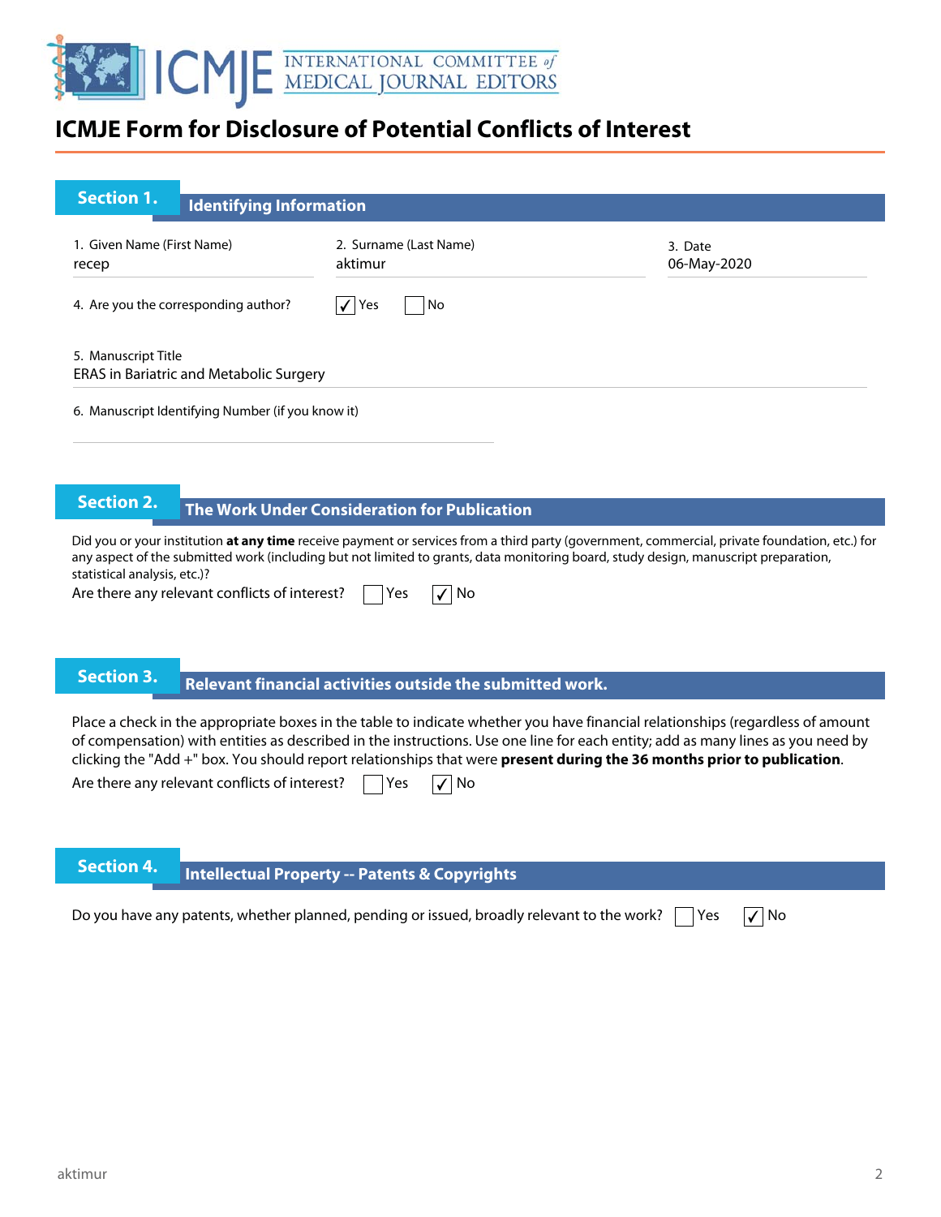# ICMJE Form for Disclosure of Potential Conflicts of Interest

## Section 1. Identifying Information

1. Given Name (First Name)
recep

2. Surname (Last Name)
aktimur

3. Date
06-May-2020

4. Are you the corresponding author? ☑ Yes ☐ No

5. Manuscript Title
ERAS in Bariatric and Metabolic Surgery

6. Manuscript Identifying Number (if you know it)

## Section 2. The Work Under Consideration for Publication

Did you or your institution **at any time** receive payment or services from a third party (government, commercial, private foundation, etc.) for any aspect of the submitted work (including but not limited to grants, data monitoring board, study design, manuscript preparation, statistical analysis, etc.)?

Are there any relevant conflicts of interest? ☐ Yes ☑ No

## Section 3. Relevant financial activities outside the submitted work.

Place a check in the appropriate boxes in the table to indicate whether you have financial relationships (regardless of amount of compensation) with entities as described in the instructions. Use one line for each entity; add as many lines as you need by clicking the "Add +" box. You should report relationships that were **present during the 36 months prior to publication**.

Are there any relevant conflicts of interest? ☐ Yes ☑ No

## Section 4. Intellectual Property -- Patents & Copyrights

Do you have any patents, whether planned, pending or issued, broadly relevant to the work? ☐ Yes ☑ No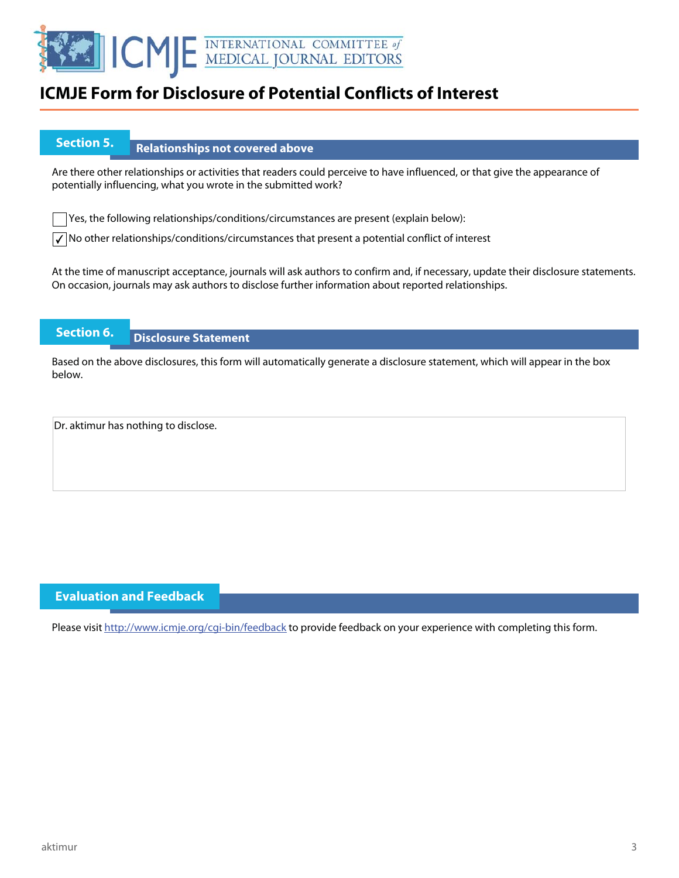# ICMJE Form for Disclosure of Potential Conflicts of Interest

## Section 5. Relationships not covered above

Are there other relationships or activities that readers could perceive to have influenced, or that give the appearance of potentially influencing, what you wrote in the submitted work?

☐ Yes, the following relationships/conditions/circumstances are present (explain below):

☑ No other relationships/conditions/circumstances that present a potential conflict of interest

At the time of manuscript acceptance, journals will ask authors to confirm and, if necessary, update their disclosure statements. On occasion, journals may ask authors to disclose further information about reported relationships.

## Section 6. Disclosure Statement

Based on the above disclosures, this form will automatically generate a disclosure statement, which will appear in the box below.

Dr. aktimur has nothing to disclose.

## Evaluation and Feedback

Please visit http://www.icmje.org/cgi-bin/feedback to provide feedback on your experience with completing this form.